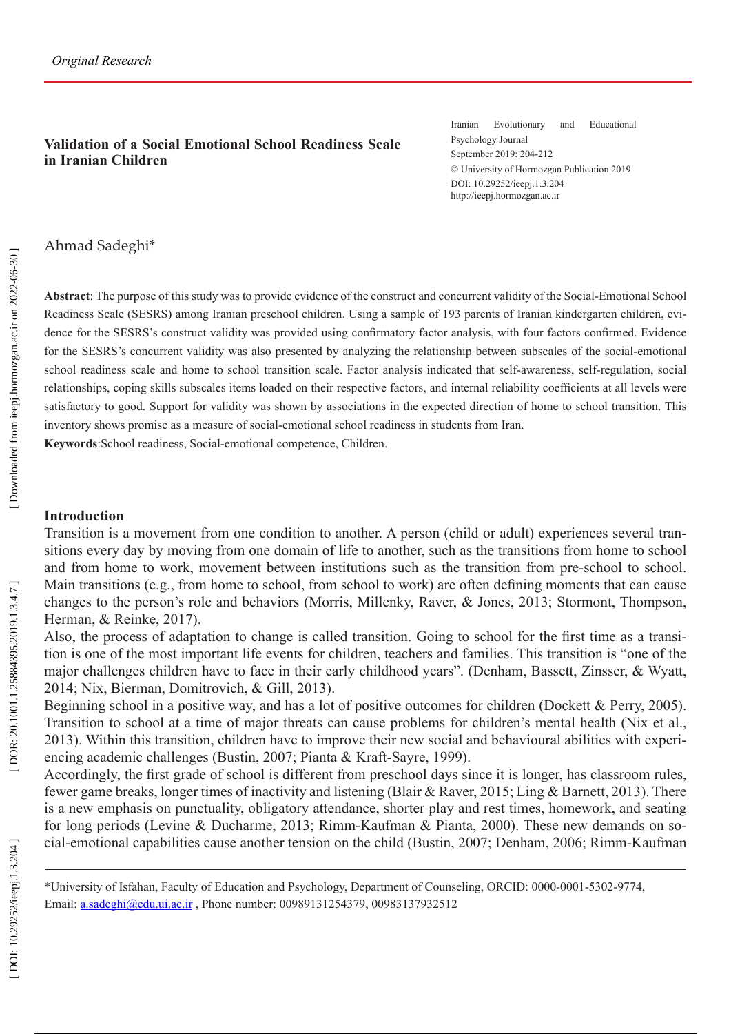*Original Research*

# Validation of a Social Emotional School Readiness Scale in Iranian Children

Iranian Evolutionary and Educational Psychology Journal
September 2019: 204-212
© University of Hormozgan Publication 2019
DOI: 10.29252/ieepj.1.3.204
http://ieepj.hormozgan.ac.ir

Ahmad Sadeghi*

**Abstract**: The purpose of this study was to provide evidence of the construct and concurrent validity of the Social-Emotional School Readiness Scale (SESRS) among Iranian preschool children. Using a sample of 193 parents of Iranian kindergarten children, evidence for the SESRS's construct validity was provided using confirmatory factor analysis, with four factors confirmed. Evidence for the SESRS's concurrent validity was also presented by analyzing the relationship between subscales of the social-emotional school readiness scale and home to school transition scale. Factor analysis indicated that self-awareness, self-regulation, social relationships, coping skills subscales items loaded on their respective factors, and internal reliability coefficients at all levels were satisfactory to good. Support for validity was shown by associations in the expected direction of home to school transition. This inventory shows promise as a measure of social-emotional school readiness in students from Iran.

**Keywords**:School readiness, Social-emotional competence, Children.

## Introduction

Transition is a movement from one condition to another. A person (child or adult) experiences several transitions every day by moving from one domain of life to another, such as the transitions from home to school and from home to work, movement between institutions such as the transition from pre-school to school. Main transitions (e.g., from home to school, from school to work) are often defining moments that can cause changes to the person's role and behaviors (Morris, Millenky, Raver, & Jones, 2013; Stormont, Thompson, Herman, & Reinke, 2017).

Also, the process of adaptation to change is called transition. Going to school for the first time as a transition is one of the most important life events for children, teachers and families. This transition is "one of the major challenges children have to face in their early childhood years". (Denham, Bassett, Zinsser, & Wyatt, 2014; Nix, Bierman, Domitrovich, & Gill, 2013).

Beginning school in a positive way, and has a lot of positive outcomes for children (Dockett & Perry, 2005). Transition to school at a time of major threats can cause problems for children's mental health (Nix et al., 2013). Within this transition, children have to improve their new social and behavioural abilities with experiencing academic challenges (Bustin, 2007; Pianta & Kraft-Sayre, 1999).

Accordingly, the first grade of school is different from preschool days since it is longer, has classroom rules, fewer game breaks, longer times of inactivity and listening (Blair & Raver, 2015; Ling & Barnett, 2013). There is a new emphasis on punctuality, obligatory attendance, shorter play and rest times, homework, and seating for long periods (Levine & Ducharme, 2013; Rimm-Kaufman & Pianta, 2000). These new demands on social-emotional capabilities cause another tension on the child (Bustin, 2007; Denham, 2006; Rimm-Kaufman

---

*University of Isfahan, Faculty of Education and Psychology, Department of Counseling, ORCID: 0000-0001-5302-9774, Email: a.sadeghi@edu.ui.ac.ir , Phone number: 00989131254379, 00983137932512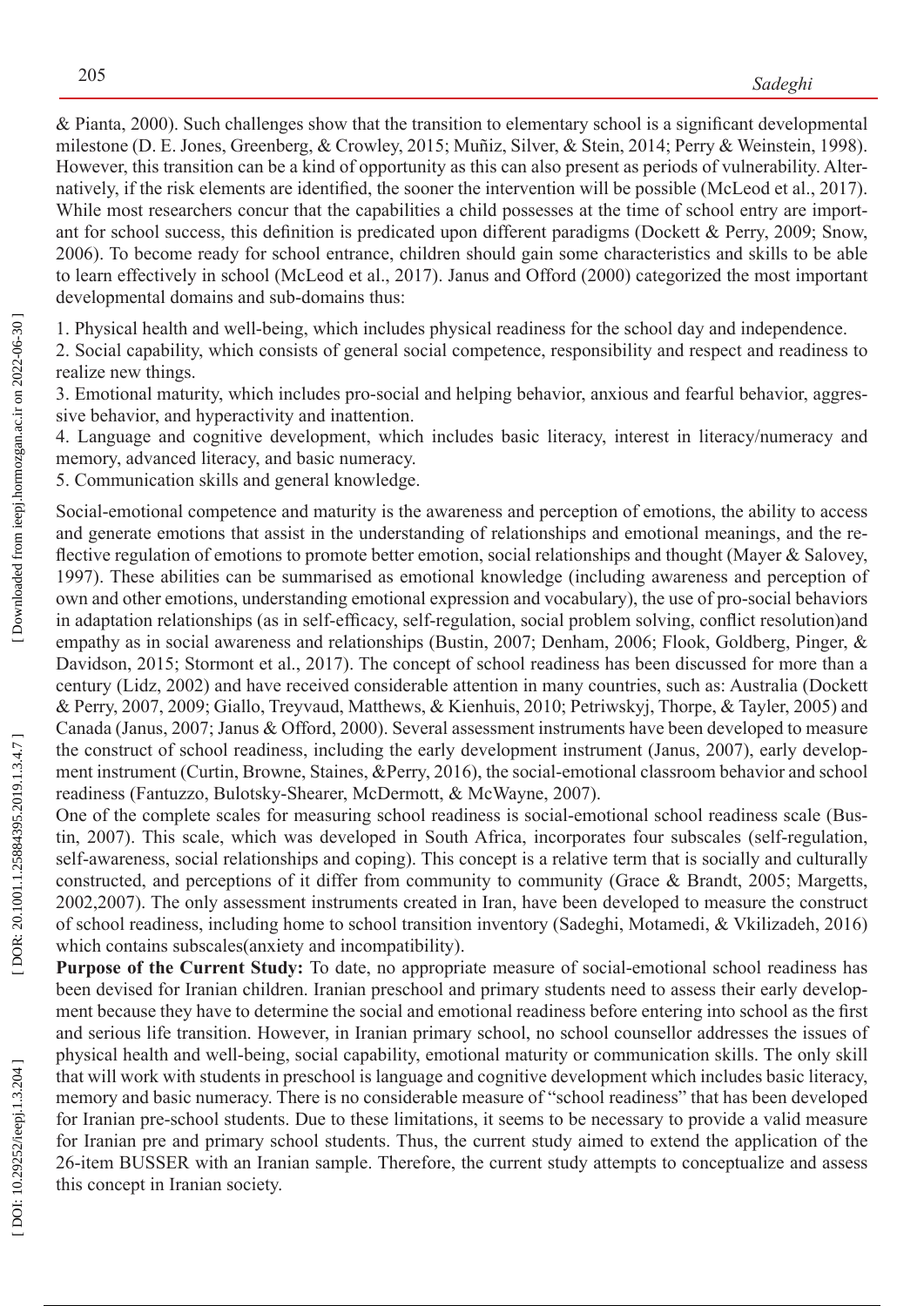& Pianta, 2000). Such challenges show that the transition to elementary school is a significant developmental milestone (D. E. Jones, Greenberg, & Crowley, 2015; Muñiz, Silver, & Stein, 2014; Perry & Weinstein, 1998). However, this transition can be a kind of opportunity as this can also present as periods of vulnerability. Alternatively, if the risk elements are identified, the sooner the intervention will be possible (McLeod et al., 2017). While most researchers concur that the capabilities a child possesses at the time of school entry are important for school success, this definition is predicated upon different paradigms (Dockett & Perry, 2009; Snow, 2006). To become ready for school entrance, children should gain some characteristics and skills to be able to learn effectively in school (McLeod et al., 2017). Janus and Offord (2000) categorized the most important developmental domains and sub-domains thus:

1. Physical health and well-being, which includes physical readiness for the school day and independence.
2. Social capability, which consists of general social competence, responsibility and respect and readiness to realize new things.
3. Emotional maturity, which includes pro-social and helping behavior, anxious and fearful behavior, aggressive behavior, and hyperactivity and inattention.
4. Language and cognitive development, which includes basic literacy, interest in literacy/numeracy and memory, advanced literacy, and basic numeracy.
5. Communication skills and general knowledge.

Social-emotional competence and maturity is the awareness and perception of emotions, the ability to access and generate emotions that assist in the understanding of relationships and emotional meanings, and the reflective regulation of emotions to promote better emotion, social relationships and thought (Mayer & Salovey, 1997). These abilities can be summarised as emotional knowledge (including awareness and perception of own and other emotions, understanding emotional expression and vocabulary), the use of pro-social behaviors in adaptation relationships (as in self-efficacy, self-regulation, social problem solving, conflict resolution)and empathy as in social awareness and relationships (Bustin, 2007; Denham, 2006; Flook, Goldberg, Pinger, & Davidson, 2015; Stormont et al., 2017). The concept of school readiness has been discussed for more than a century (Lidz, 2002) and have received considerable attention in many countries, such as: Australia (Dockett & Perry, 2007, 2009; Giallo, Treyvaud, Matthews, & Kienhuis, 2010; Petriwskyj, Thorpe, & Tayler, 2005) and Canada (Janus, 2007; Janus & Offord, 2000). Several assessment instruments have been developed to measure the construct of school readiness, including the early development instrument (Janus, 2007), early development instrument (Curtin, Browne, Staines, &Perry, 2016), the social-emotional classroom behavior and school readiness (Fantuzzo, Bulotsky-Shearer, McDermott, & McWayne, 2007).

One of the complete scales for measuring school readiness is social-emotional school readiness scale (Bustin, 2007). This scale, which was developed in South Africa, incorporates four subscales (self-regulation, self-awareness, social relationships and coping). This concept is a relative term that is socially and culturally constructed, and perceptions of it differ from community to community (Grace & Brandt, 2005; Margetts, 2002,2007). The only assessment instruments created in Iran, have been developed to measure the construct of school readiness, including home to school transition inventory (Sadeghi, Motamedi, & Vkilizadeh, 2016) which contains subscales(anxiety and incompatibility).

**Purpose of the Current Study:** To date, no appropriate measure of social-emotional school readiness has been devised for Iranian children. Iranian preschool and primary students need to assess their early development because they have to determine the social and emotional readiness before entering into school as the first and serious life transition. However, in Iranian primary school, no school counsellor addresses the issues of physical health and well-being, social capability, emotional maturity or communication skills. The only skill that will work with students in preschool is language and cognitive development which includes basic literacy, memory and basic numeracy. There is no considerable measure of "school readiness" that has been developed for Iranian pre-school students. Due to these limitations, it seems to be necessary to provide a valid measure for Iranian pre and primary school students. Thus, the current study aimed to extend the application of the 26-item BUSSER with an Iranian sample. Therefore, the current study attempts to conceptualize and assess this concept in Iranian society.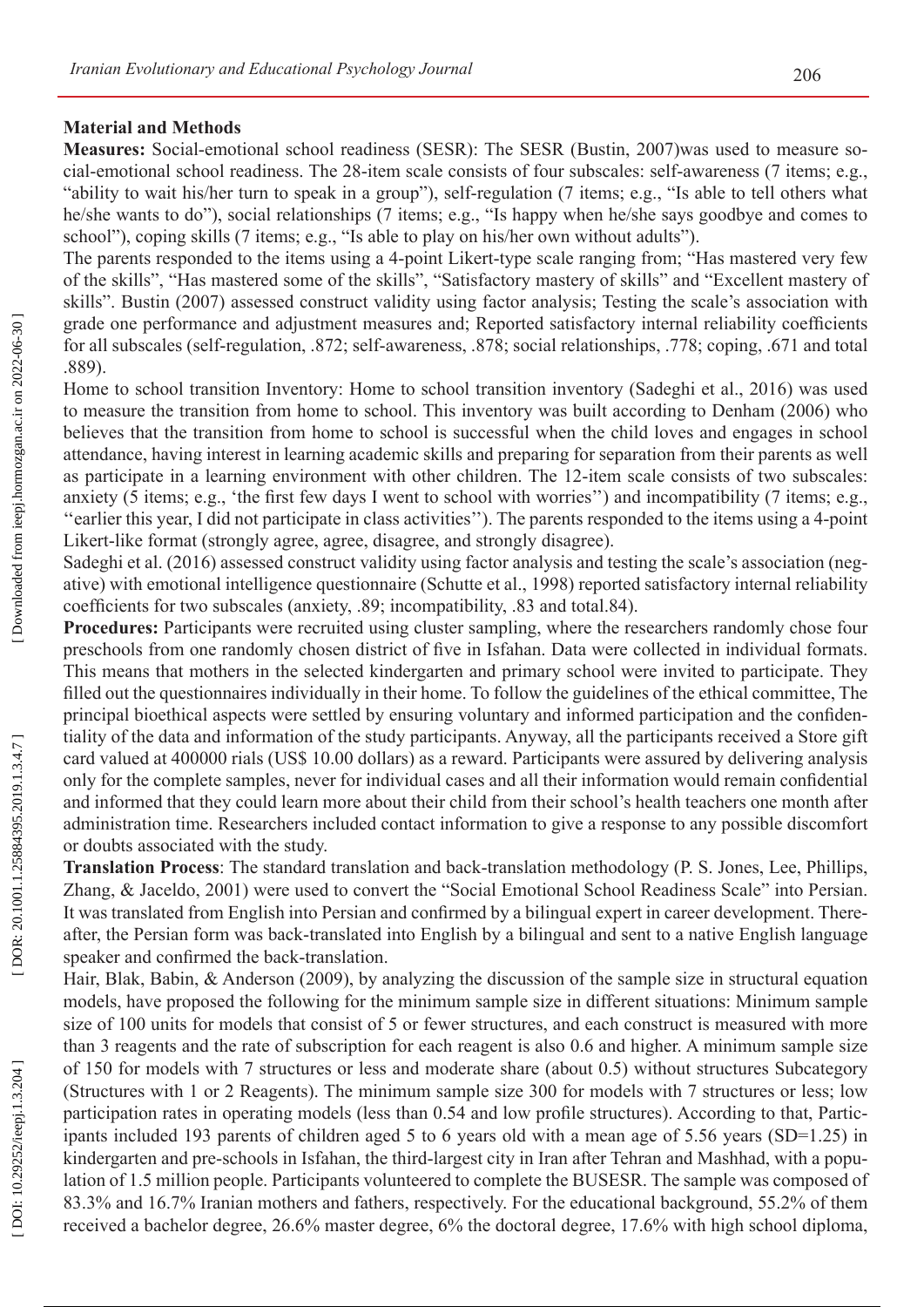## Material and Methods

**Measures:** Social-emotional school readiness (SESR): The SESR (Bustin, 2007)was used to measure social-emotional school readiness. The 28-item scale consists of four subscales: self-awareness (7 items; e.g., "ability to wait his/her turn to speak in a group"), self-regulation (7 items; e.g., "Is able to tell others what he/she wants to do"), social relationships (7 items; e.g., "Is happy when he/she says goodbye and comes to school"), coping skills (7 items; e.g., "Is able to play on his/her own without adults").

The parents responded to the items using a 4-point Likert-type scale ranging from; "Has mastered very few of the skills", "Has mastered some of the skills", "Satisfactory mastery of skills" and "Excellent mastery of skills". Bustin (2007) assessed construct validity using factor analysis; Testing the scale's association with grade one performance and adjustment measures and; Reported satisfactory internal reliability coefficients for all subscales (self-regulation, .872; self-awareness, .878; social relationships, .778; coping, .671 and total .889).

Home to school transition Inventory: Home to school transition inventory (Sadeghi et al., 2016) was used to measure the transition from home to school. This inventory was built according to Denham (2006) who believes that the transition from home to school is successful when the child loves and engages in school attendance, having interest in learning academic skills and preparing for separation from their parents as well as participate in a learning environment with other children. The 12-item scale consists of two subscales: anxiety (5 items; e.g., 'the first few days I went to school with worries'') and incompatibility (7 items; e.g., ''earlier this year, I did not participate in class activities''). The parents responded to the items using a 4-point Likert-like format (strongly agree, agree, disagree, and strongly disagree).

Sadeghi et al. (2016) assessed construct validity using factor analysis and testing the scale's association (negative) with emotional intelligence questionnaire (Schutte et al., 1998) reported satisfactory internal reliability coefficients for two subscales (anxiety, .89; incompatibility, .83 and total.84).

**Procedures:** Participants were recruited using cluster sampling, where the researchers randomly chose four preschools from one randomly chosen district of five in Isfahan. Data were collected in individual formats. This means that mothers in the selected kindergarten and primary school were invited to participate. They filled out the questionnaires individually in their home. To follow the guidelines of the ethical committee, The principal bioethical aspects were settled by ensuring voluntary and informed participation and the confidentiality of the data and information of the study participants. Anyway, all the participants received a Store gift card valued at 400000 rials (US$ 10.00 dollars) as a reward. Participants were assured by delivering analysis only for the complete samples, never for individual cases and all their information would remain confidential and informed that they could learn more about their child from their school's health teachers one month after administration time. Researchers included contact information to give a response to any possible discomfort or doubts associated with the study.

**Translation Process**: The standard translation and back-translation methodology (P. S. Jones, Lee, Phillips, Zhang, & Jaceldo, 2001) were used to convert the "Social Emotional School Readiness Scale" into Persian. It was translated from English into Persian and confirmed by a bilingual expert in career development. Thereafter, the Persian form was back-translated into English by a bilingual and sent to a native English language speaker and confirmed the back-translation.

Hair, Blak, Babin, & Anderson (2009), by analyzing the discussion of the sample size in structural equation models, have proposed the following for the minimum sample size in different situations: Minimum sample size of 100 units for models that consist of 5 or fewer structures, and each construct is measured with more than 3 reagents and the rate of subscription for each reagent is also 0.6 and higher. A minimum sample size of 150 for models with 7 structures or less and moderate share (about 0.5) without structures Subcategory (Structures with 1 or 2 Reagents). The minimum sample size 300 for models with 7 structures or less; low participation rates in operating models (less than 0.54 and low profile structures). According to that, Participants included 193 parents of children aged 5 to 6 years old with a mean age of 5.56 years (SD=1.25) in kindergarten and pre-schools in Isfahan, the third-largest city in Iran after Tehran and Mashhad, with a population of 1.5 million people. Participants volunteered to complete the BUSESR. The sample was composed of 83.3% and 16.7% Iranian mothers and fathers, respectively. For the educational background, 55.2% of them received a bachelor degree, 26.6% master degree, 6% the doctoral degree, 17.6% with high school diploma,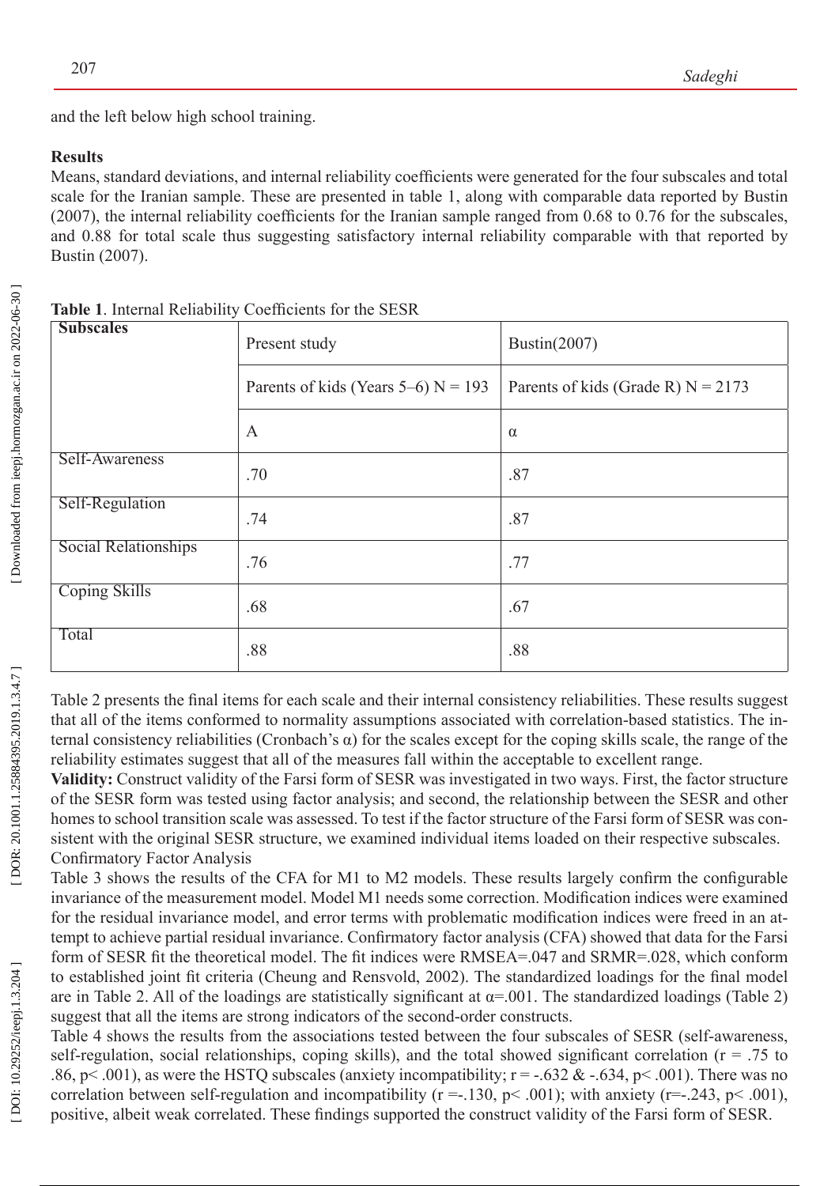and the left below high school training.

**Results**

Means, standard deviations, and internal reliability coefficients were generated for the four subscales and total scale for the Iranian sample. These are presented in table 1, along with comparable data reported by Bustin (2007), the internal reliability coefficients for the Iranian sample ranged from 0.68 to 0.76 for the subscales, and 0.88 for total scale thus suggesting satisfactory internal reliability comparable with that reported by Bustin (2007).

**Table 1**. Internal Reliability Coefficients for the SESR

| Subscales | Present study | Bustin(2007) |
|---|---|---|
| | Parents of kids (Years 5–6) N = 193 | Parents of kids (Grade R) N = 2173 |
| | A | α |
| Self-Awareness | .70 | .87 |
| Self-Regulation | .74 | .87 |
| Social Relationships | .76 | .77 |
| Coping Skills | .68 | .67 |
| Total | .88 | .88 |

Table 2 presents the final items for each scale and their internal consistency reliabilities. These results suggest that all of the items conformed to normality assumptions associated with correlation-based statistics. The internal consistency reliabilities (Cronbach's α) for the scales except for the coping skills scale, the range of the reliability estimates suggest that all of the measures fall within the acceptable to excellent range.

**Validity:** Construct validity of the Farsi form of SESR was investigated in two ways. First, the factor structure of the SESR form was tested using factor analysis; and second, the relationship between the SESR and other homes to school transition scale was assessed. To test if the factor structure of the Farsi form of SESR was consistent with the original SESR structure, we examined individual items loaded on their respective subscales.

Confirmatory Factor Analysis

Table 3 shows the results of the CFA for M1 to M2 models. These results largely confirm the configurable invariance of the measurement model. Model M1 needs some correction. Modification indices were examined for the residual invariance model, and error terms with problematic modification indices were freed in an attempt to achieve partial residual invariance. Confirmatory factor analysis (CFA) showed that data for the Farsi form of SESR fit the theoretical model. The fit indices were RMSEA=.047 and SRMR=.028, which conform to established joint fit criteria (Cheung and Rensvold, 2002). The standardized loadings for the final model are in Table 2. All of the loadings are statistically significant at α=.001. The standardized loadings (Table 2) suggest that all the items are strong indicators of the second-order constructs.

Table 4 shows the results from the associations tested between the four subscales of SESR (self-awareness, self-regulation, social relationships, coping skills), and the total showed significant correlation ($r = .75$ to $.86$, $p < .001$), as were the HSTQ subscales (anxiety incompatibility; $r = -.632$ & $-.634$, $p < .001$). There was no correlation between self-regulation and incompatibility ($r = -.130$, $p < .001$); with anxiety ($r = -.243$, $p < .001$), positive, albeit weak correlated. These findings supported the construct validity of the Farsi form of SESR.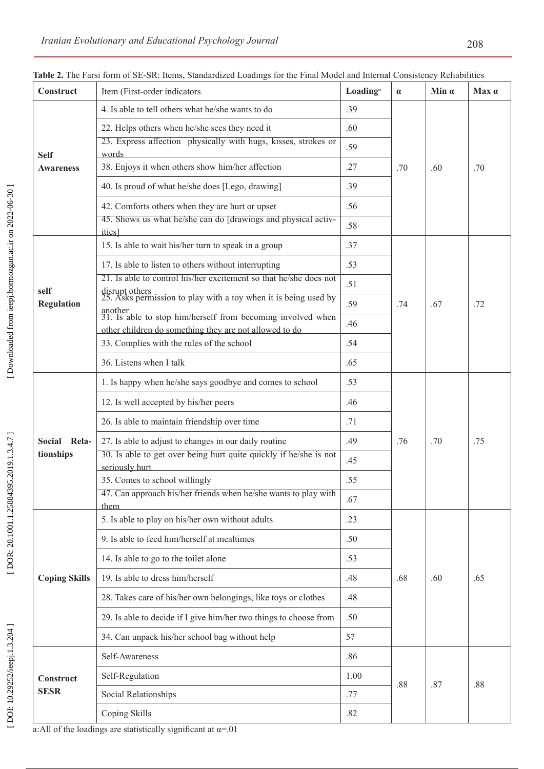**Table 2.** The Farsi form of SE-SR: Items, Standardized Loadings for the Final Model and Internal Consistency Reliabilities

| Construct | Item (First-order indicators | Loading[a] | α | Min α | Max α |
|---|---|---|---|---|---|
| Self Awareness | 4. Is able to tell others what he/she wants to do | .39 | .70 | .60 | .70 |
| | 22. Helps others when he/she sees they need it | .60 | | | |
| | 23. Express affection physically with hugs, kisses, strokes or words | .59 | | | |
| | 38. Enjoys it when others show him/her affection | .27 | | | |
| | 40. Is proud of what he/she does [Lego, drawing] | .39 | | | |
| | 42. Comforts others when they are hurt or upset | .56 | | | |
| | 45. Shows us what he/she can do [drawings and physical activities] | .58 | | | |
| self Regulation | 15. Is able to wait his/her turn to speak in a group | .37 | .74 | .67 | .72 |
| | 17. Is able to listen to others without interrupting | .53 | | | |
| | 21. Is able to control his/her excitement so that he/she does not disrupt others | .51 | | | |
| | 25. Asks permission to play with a toy when it is being used by another | .59 | | | |
| | 31. Is able to stop him/herself from becoming involved when other children do something they are not allowed to do | .46 | | | |
| | 33. Complies with the rules of the school | .54 | | | |
| | 36. Listens when I talk | .65 | | | |
| Social Relationships | 1. Is happy when he/she says goodbye and comes to school | .53 | .76 | .70 | .75 |
| | 12. Is well accepted by his/her peers | .46 | | | |
| | 26. Is able to maintain friendship over time | .71 | | | |
| | 27. Is able to adjust to changes in our daily routine | .49 | | | |
| | 30. Is able to get over being hurt quite quickly if he/she is not seriously hurt | .45 | | | |
| | 35. Comes to school willingly | .55 | | | |
| | 47. Can approach his/her friends when he/she wants to play with them | .67 | | | |
| Coping Skills | 5. Is able to play on his/her own without adults | .23 | .68 | .60 | .65 |
| | 9. Is able to feed him/herself at mealtimes | .50 | | | |
| | 14. Is able to go to the toilet alone | .53 | | | |
| | 19. Is able to dress him/herself | .48 | | | |
| | 28. Takes care of his/her own belongings, like toys or clothes | .48 | | | |
| | 29. Is able to decide if I give him/her two things to choose from | .50 | | | |
| | 34. Can unpack his/her school bag without help | 57 | | | |
| Construct SESR | Self-Awareness | .86 | .88 | .87 | .88 |
| | Self-Regulation | 1.00 | | | |
| | Social Relationships | .77 | | | |
| | Coping Skills | .82 | | | |

a:All of the loadings are statistically significant at α=.01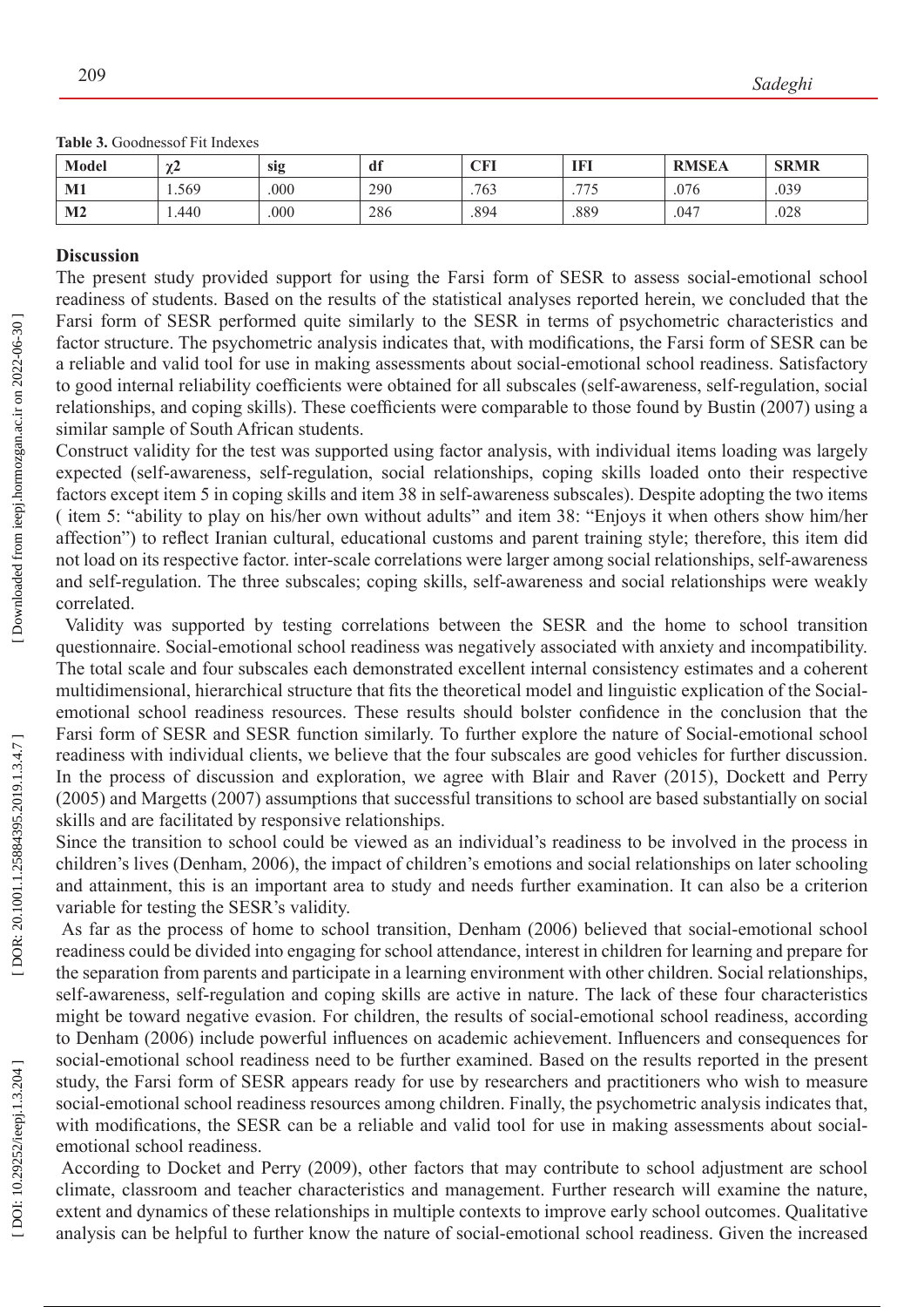**Table 3.** Goodnessof Fit Indexes

| Model | $\chi 2$ | sig | df | CFI | IFI | RMSEA | SRMR |
|---|---|---|---|---|---|---|---|
| M1 | 1.569 | .000 | 290 | .763 | .775 | .076 | .039 |
| M2 | 1.440 | .000 | 286 | .894 | .889 | .047 | .028 |

## Discussion

The present study provided support for using the Farsi form of SESR to assess social-emotional school readiness of students. Based on the results of the statistical analyses reported herein, we concluded that the Farsi form of SESR performed quite similarly to the SESR in terms of psychometric characteristics and factor structure. The psychometric analysis indicates that, with modifications, the Farsi form of SESR can be a reliable and valid tool for use in making assessments about social-emotional school readiness. Satisfactory to good internal reliability coefficients were obtained for all subscales (self-awareness, self-regulation, social relationships, and coping skills). These coefficients were comparable to those found by Bustin (2007) using a similar sample of South African students.

Construct validity for the test was supported using factor analysis, with individual items loading was largely expected (self-awareness, self-regulation, social relationships, coping skills loaded onto their respective factors except item 5 in coping skills and item 38 in self-awareness subscales). Despite adopting the two items ( item 5: "ability to play on his/her own without adults" and item 38: "Enjoys it when others show him/her affection") to reflect Iranian cultural, educational customs and parent training style; therefore, this item did not load on its respective factor. inter-scale correlations were larger among social relationships, self-awareness and self-regulation. The three subscales; coping skills, self-awareness and social relationships were weakly correlated.

Validity was supported by testing correlations between the SESR and the home to school transition questionnaire. Social-emotional school readiness was negatively associated with anxiety and incompatibility. The total scale and four subscales each demonstrated excellent internal consistency estimates and a coherent multidimensional, hierarchical structure that fits the theoretical model and linguistic explication of the Social-emotional school readiness resources. These results should bolster confidence in the conclusion that the Farsi form of SESR and SESR function similarly. To further explore the nature of Social-emotional school readiness with individual clients, we believe that the four subscales are good vehicles for further discussion. In the process of discussion and exploration, we agree with Blair and Raver (2015), Dockett and Perry (2005) and Margetts (2007) assumptions that successful transitions to school are based substantially on social skills and are facilitated by responsive relationships.

Since the transition to school could be viewed as an individual's readiness to be involved in the process in children's lives (Denham, 2006), the impact of children's emotions and social relationships on later schooling and attainment, this is an important area to study and needs further examination. It can also be a criterion variable for testing the SESR's validity.

As far as the process of home to school transition, Denham (2006) believed that social-emotional school readiness could be divided into engaging for school attendance, interest in children for learning and prepare for the separation from parents and participate in a learning environment with other children. Social relationships, self-awareness, self-regulation and coping skills are active in nature. The lack of these four characteristics might be toward negative evasion. For children, the results of social-emotional school readiness, according to Denham (2006) include powerful influences on academic achievement. Influencers and consequences for social-emotional school readiness need to be further examined. Based on the results reported in the present study, the Farsi form of SESR appears ready for use by researchers and practitioners who wish to measure social-emotional school readiness resources among children. Finally, the psychometric analysis indicates that, with modifications, the SESR can be a reliable and valid tool for use in making assessments about social-emotional school readiness.

According to Docket and Perry (2009), other factors that may contribute to school adjustment are school climate, classroom and teacher characteristics and management. Further research will examine the nature, extent and dynamics of these relationships in multiple contexts to improve early school outcomes. Qualitative analysis can be helpful to further know the nature of social-emotional school readiness. Given the increased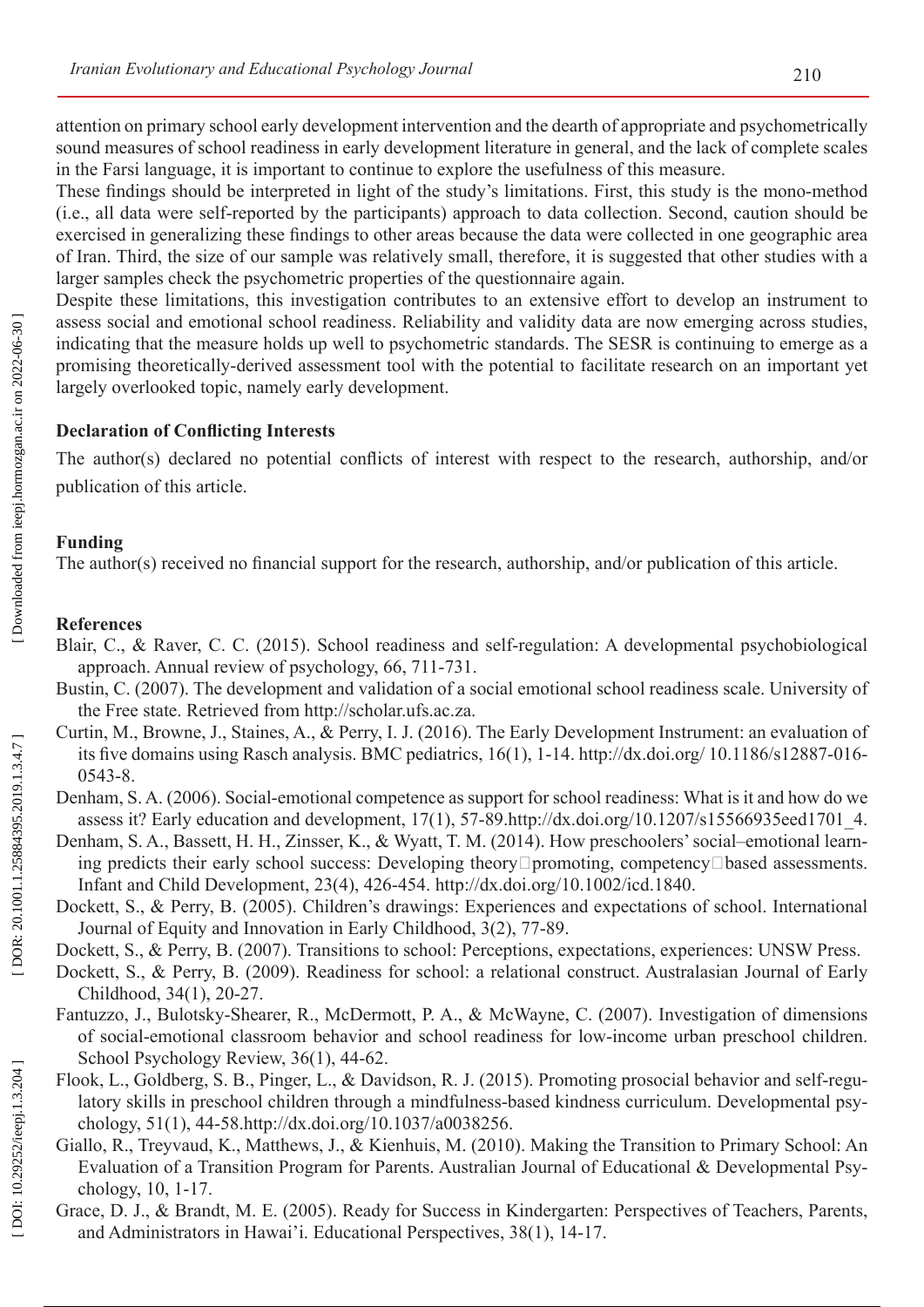attention on primary school early development intervention and the dearth of appropriate and psychometrically sound measures of school readiness in early development literature in general, and the lack of complete scales in the Farsi language, it is important to continue to explore the usefulness of this measure.

These findings should be interpreted in light of the study's limitations. First, this study is the mono-method (i.e., all data were self-reported by the participants) approach to data collection. Second, caution should be exercised in generalizing these findings to other areas because the data were collected in one geographic area of Iran. Third, the size of our sample was relatively small, therefore, it is suggested that other studies with a larger samples check the psychometric properties of the questionnaire again.

Despite these limitations, this investigation contributes to an extensive effort to develop an instrument to assess social and emotional school readiness. Reliability and validity data are now emerging across studies, indicating that the measure holds up well to psychometric standards. The SESR is continuing to emerge as a promising theoretically-derived assessment tool with the potential to facilitate research on an important yet largely overlooked topic, namely early development.

**Declaration of Conflicting Interests**

The author(s) declared no potential conflicts of interest with respect to the research, authorship, and/or publication of this article.

**Funding**

The author(s) received no financial support for the research, authorship, and/or publication of this article.

**References**

Blair, C., & Raver, C. C. (2015). School readiness and self-regulation: A developmental psychobiological approach. Annual review of psychology, 66, 711-731.

Bustin, C. (2007). The development and validation of a social emotional school readiness scale. University of the Free state. Retrieved from http://scholar.ufs.ac.za.

Curtin, M., Browne, J., Staines, A., & Perry, I. J. (2016). The Early Development Instrument: an evaluation of its five domains using Rasch analysis. BMC pediatrics, 16(1), 1-14. http://dx.doi.org/ 10.1186/s12887-016-0543-8.

Denham, S. A. (2006). Social-emotional competence as support for school readiness: What is it and how do we assess it? Early education and development, 17(1), 57-89.http://dx.doi.org/10.1207/s15566935eed1701_4.

Denham, S. A., Bassett, H. H., Zinsser, K., & Wyatt, T. M. (2014). How preschoolers' social–emotional learning predicts their early school success: Developing theory□promoting, competency□based assessments. Infant and Child Development, 23(4), 426-454. http://dx.doi.org/10.1002/icd.1840.

Dockett, S., & Perry, B. (2005). Children's drawings: Experiences and expectations of school. International Journal of Equity and Innovation in Early Childhood, 3(2), 77-89.

Dockett, S., & Perry, B. (2007). Transitions to school: Perceptions, expectations, experiences: UNSW Press.

Dockett, S., & Perry, B. (2009). Readiness for school: a relational construct. Australasian Journal of Early Childhood, 34(1), 20-27.

Fantuzzo, J., Bulotsky-Shearer, R., McDermott, P. A., & McWayne, C. (2007). Investigation of dimensions of social-emotional classroom behavior and school readiness for low-income urban preschool children. School Psychology Review, 36(1), 44-62.

Flook, L., Goldberg, S. B., Pinger, L., & Davidson, R. J. (2015). Promoting prosocial behavior and self-regulatory skills in preschool children through a mindfulness-based kindness curriculum. Developmental psychology, 51(1), 44-58.http://dx.doi.org/10.1037/a0038256.

Giallo, R., Treyvaud, K., Matthews, J., & Kienhuis, M. (2010). Making the Transition to Primary School: An Evaluation of a Transition Program for Parents. Australian Journal of Educational & Developmental Psychology, 10, 1-17.

Grace, D. J., & Brandt, M. E. (2005). Ready for Success in Kindergarten: Perspectives of Teachers, Parents, and Administrators in Hawai'i. Educational Perspectives, 38(1), 14-17.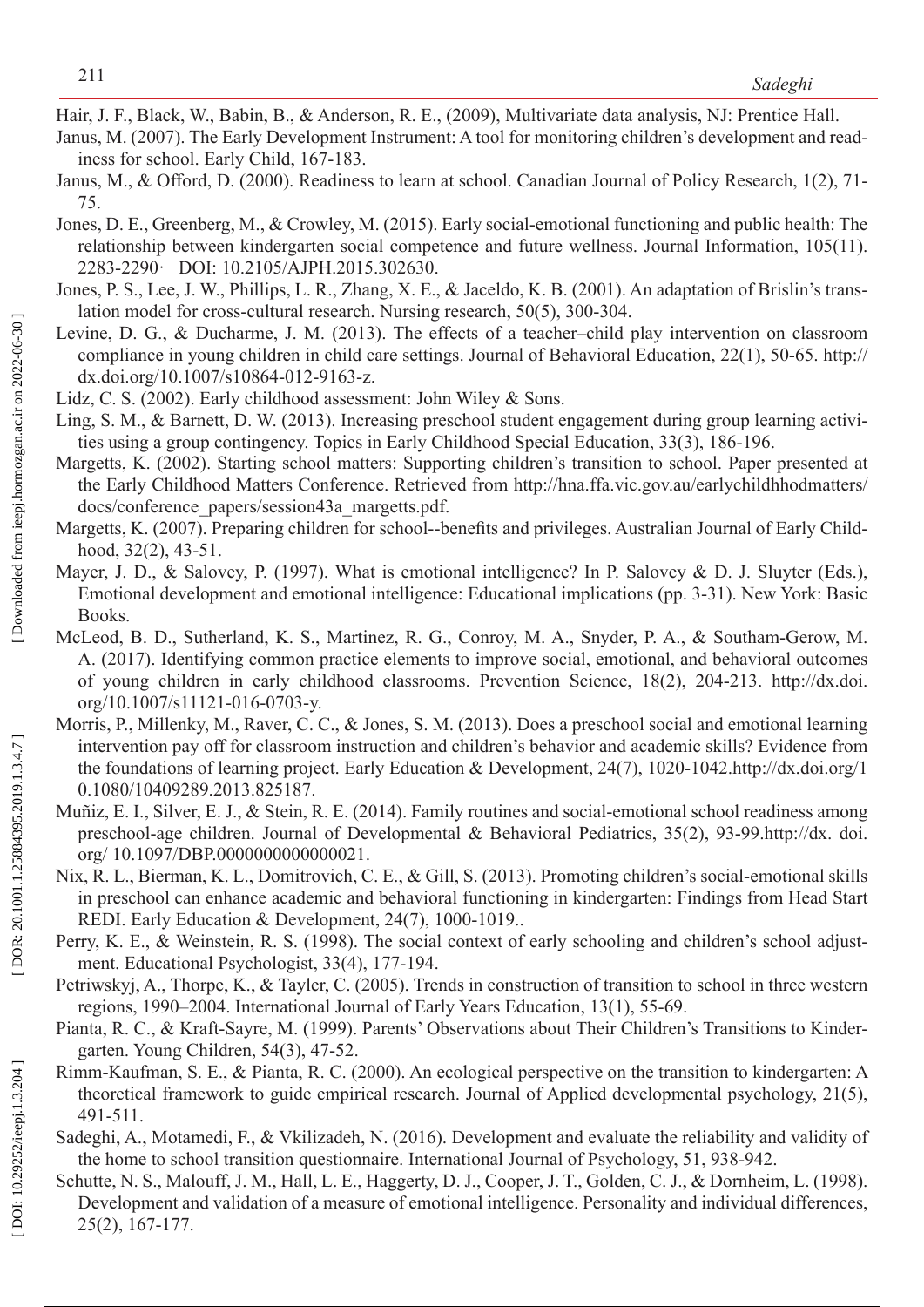Hair, J. F., Black, W., Babin, B., & Anderson, R. E., (2009), Multivariate data analysis, NJ: Prentice Hall.

Janus, M. (2007). The Early Development Instrument: A tool for monitoring children's development and readiness for school. Early Child, 167-183.

Janus, M., & Offord, D. (2000). Readiness to learn at school. Canadian Journal of Policy Research, 1(2), 71-75.

Jones, D. E., Greenberg, M., & Crowley, M. (2015). Early social-emotional functioning and public health: The relationship between kindergarten social competence and future wellness. Journal Information, 105(11). 2283-2290· DOI: 10.2105/AJPH.2015.302630.

Jones, P. S., Lee, J. W., Phillips, L. R., Zhang, X. E., & Jaceldo, K. B. (2001). An adaptation of Brislin's translation model for cross-cultural research. Nursing research, 50(5), 300-304.

Levine, D. G., & Ducharme, J. M. (2013). The effects of a teacher–child play intervention on classroom compliance in young children in child care settings. Journal of Behavioral Education, 22(1), 50-65. http://dx.doi.org/10.1007/s10864-012-9163-z.

Lidz, C. S. (2002). Early childhood assessment: John Wiley & Sons.

Ling, S. M., & Barnett, D. W. (2013). Increasing preschool student engagement during group learning activities using a group contingency. Topics in Early Childhood Special Education, 33(3), 186-196.

Margetts, K. (2002). Starting school matters: Supporting children's transition to school. Paper presented at the Early Childhood Matters Conference. Retrieved from http://hna.ffa.vic.gov.au/earlychildhhodmatters/docs/conference_papers/session43a_margetts.pdf.

Margetts, K. (2007). Preparing children for school--benefits and privileges. Australian Journal of Early Childhood, 32(2), 43-51.

Mayer, J. D., & Salovey, P. (1997). What is emotional intelligence? In P. Salovey & D. J. Sluyter (Eds.), Emotional development and emotional intelligence: Educational implications (pp. 3-31). New York: Basic Books.

McLeod, B. D., Sutherland, K. S., Martinez, R. G., Conroy, M. A., Snyder, P. A., & Southam-Gerow, M. A. (2017). Identifying common practice elements to improve social, emotional, and behavioral outcomes of young children in early childhood classrooms. Prevention Science, 18(2), 204-213. http://dx.doi.org/10.1007/s11121-016-0703-y.

Morris, P., Millenky, M., Raver, C. C., & Jones, S. M. (2013). Does a preschool social and emotional learning intervention pay off for classroom instruction and children's behavior and academic skills? Evidence from the foundations of learning project. Early Education & Development, 24(7), 1020-1042.http://dx.doi.org/10.1080/10409289.2013.825187.

Muñiz, E. I., Silver, E. J., & Stein, R. E. (2014). Family routines and social-emotional school readiness among preschool-age children. Journal of Developmental & Behavioral Pediatrics, 35(2), 93-99.http://dx. doi. org/ 10.1097/DBP.0000000000000021.

Nix, R. L., Bierman, K. L., Domitrovich, C. E., & Gill, S. (2013). Promoting children's social-emotional skills in preschool can enhance academic and behavioral functioning in kindergarten: Findings from Head Start REDI. Early Education & Development, 24(7), 1000-1019..

Perry, K. E., & Weinstein, R. S. (1998). The social context of early schooling and children's school adjustment. Educational Psychologist, 33(4), 177-194.

Petriwskyj, A., Thorpe, K., & Tayler, C. (2005). Trends in construction of transition to school in three western regions, 1990–2004. International Journal of Early Years Education, 13(1), 55-69.

Pianta, R. C., & Kraft-Sayre, M. (1999). Parents' Observations about Their Children's Transitions to Kindergarten. Young Children, 54(3), 47-52.

Rimm-Kaufman, S. E., & Pianta, R. C. (2000). An ecological perspective on the transition to kindergarten: A theoretical framework to guide empirical research. Journal of Applied developmental psychology, 21(5), 491-511.

Sadeghi, A., Motamedi, F., & Vkilizadeh, N. (2016). Development and evaluate the reliability and validity of the home to school transition questionnaire. International Journal of Psychology, 51, 938-942.

Schutte, N. S., Malouff, J. M., Hall, L. E., Haggerty, D. J., Cooper, J. T., Golden, C. J., & Dornheim, L. (1998). Development and validation of a measure of emotional intelligence. Personality and individual differences, 25(2), 167-177.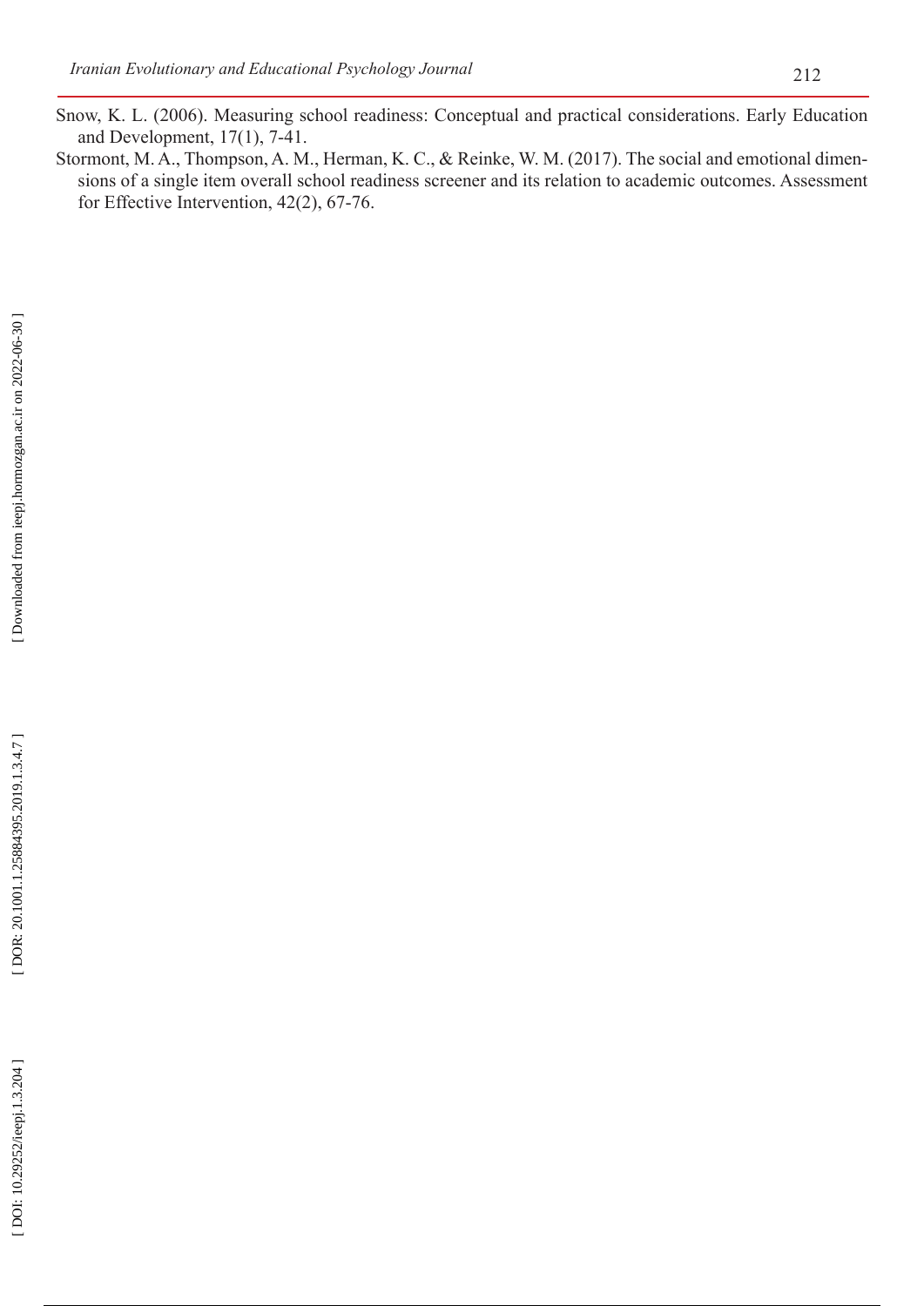Snow, K. L. (2006). Measuring school readiness: Conceptual and practical considerations. Early Education and Development, 17(1), 7-41.

Stormont, M. A., Thompson, A. M., Herman, K. C., & Reinke, W. M. (2017). The social and emotional dimensions of a single item overall school readiness screener and its relation to academic outcomes. Assessment for Effective Intervention, 42(2), 67-76.